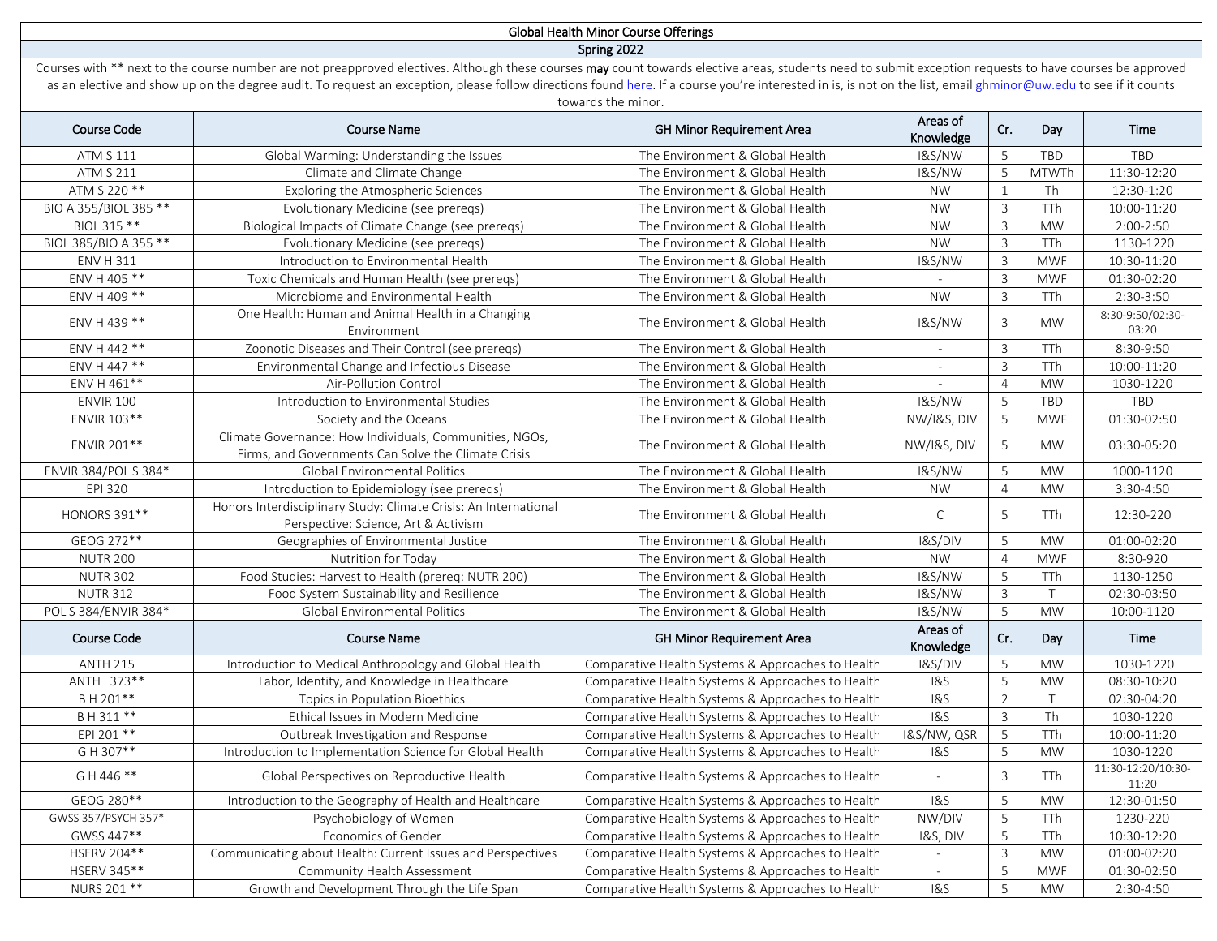# Global Health Minor Course Offerings

## Spring 2022

Courses with ** next to the course number are not preapproved electives. Although these courses **may** count towards elective areas, students need to submit exception requests to have courses be approved as an elective and show up on the degree audit. To request an exception, please follow directions found here. If a course you're interested in is, is not on the list, email ghminor@uw.edu to see if it counts towards the minor.

| Course Code | Course Name | GH Minor Requirement Area | Areas of Knowledge | Cr. | Day | Time |
|---|---|---|---|---|---|---|
| ATM S 111 | Global Warming: Understanding the Issues | The Environment & Global Health | I&S/NW | 5 | TBD | TBD |
| ATM S 211 | Climate and Climate Change | The Environment & Global Health | I&S/NW | 5 | MTWTh | 11:30-12:20 |
| ATM S 220 ** | Exploring the Atmospheric Sciences | The Environment & Global Health | NW | 1 | Th | 12:30-1:20 |
| BIO A 355/BIOL 385 ** | Evolutionary Medicine (see prereqs) | The Environment & Global Health | NW | 3 | TTh | 10:00-11:20 |
| BIOL 315 ** | Biological Impacts of Climate Change (see prereqs) | The Environment & Global Health | NW | 3 | MW | 2:00-2:50 |
| BIOL 385/BIO A 355 ** | Evolutionary Medicine (see prereqs) | The Environment & Global Health | NW | 3 | TTh | 1130-1220 |
| ENV H 311 | Introduction to Environmental Health | The Environment & Global Health | I&S/NW | 3 | MWF | 10:30-11:20 |
| ENV H 405 ** | Toxic Chemicals and Human Health (see prereqs) | The Environment & Global Health | - | 3 | MWF | 01:30-02:20 |
| ENV H 409 ** | Microbiome and Environmental Health | The Environment & Global Health | NW | 3 | TTh | 2:30-3:50 |
| ENV H 439 ** | One Health: Human and Animal Health in a Changing Environment | The Environment & Global Health | I&S/NW | 3 | MW | 8:30-9:50/02:30-03:20 |
| ENV H 442 ** | Zoonotic Diseases and Their Control (see prereqs) | The Environment & Global Health | - | 3 | TTh | 8:30-9:50 |
| ENV H 447 ** | Environmental Change and Infectious Disease | The Environment & Global Health | - | 3 | TTh | 10:00-11:20 |
| ENV H 461** | Air-Pollution Control | The Environment & Global Health | - | 4 | MW | 1030-1220 |
| ENVIR 100 | Introduction to Environmental Studies | The Environment & Global Health | I&S/NW | 5 | TBD | TBD |
| ENVIR 103** | Society and the Oceans | The Environment & Global Health | NW/I&S, DIV | 5 | MWF | 01:30-02:50 |
| ENVIR 201** | Climate Governance: How Individuals, Communities, NGOs, Firms, and Governments Can Solve the Climate Crisis | The Environment & Global Health | NW/I&S, DIV | 5 | MW | 03:30-05:20 |
| ENVIR 384/POL S 384* | Global Environmental Politics | The Environment & Global Health | I&S/NW | 5 | MW | 1000-1120 |
| EPI 320 | Introduction to Epidemiology (see prereqs) | The Environment & Global Health | NW | 4 | MW | 3:30-4:50 |
| HONORS 391** | Honors Interdisciplinary Study: Climate Crisis: An International Perspective: Science, Art & Activism | The Environment & Global Health | C | 5 | TTh | 12:30-220 |
| GEOG 272** | Geographies of Environmental Justice | The Environment & Global Health | I&S/DIV | 5 | MW | 01:00-02:20 |
| NUTR 200 | Nutrition for Today | The Environment & Global Health | NW | 4 | MWF | 8:30-920 |
| NUTR 302 | Food Studies: Harvest to Health (prereq: NUTR 200) | The Environment & Global Health | I&S/NW | 5 | TTh | 1130-1250 |
| NUTR 312 | Food System Sustainability and Resilience | The Environment & Global Health | I&S/NW | 3 | T | 02:30-03:50 |
| POL S 384/ENVIR 384* | Global Environmental Politics | The Environment & Global Health | I&S/NW | 5 | MW | 10:00-1120 |

| Course Code | Course Name | GH Minor Requirement Area | Areas of Knowledge | Cr. | Day | Time |
|---|---|---|---|---|---|---|
| ANTH 215 | Introduction to Medical Anthropology and Global Health | Comparative Health Systems & Approaches to Health | I&S/DIV | 5 | MW | 1030-1220 |
| ANTH 373** | Labor, Identity, and Knowledge in Healthcare | Comparative Health Systems & Approaches to Health | I&S | 5 | MW | 08:30-10:20 |
| B H 201** | Topics in Population Bioethics | Comparative Health Systems & Approaches to Health | I&S | 2 | T | 02:30-04:20 |
| B H 311 ** | Ethical Issues in Modern Medicine | Comparative Health Systems & Approaches to Health | I&S | 3 | Th | 1030-1220 |
| EPI 201 ** | Outbreak Investigation and Response | Comparative Health Systems & Approaches to Health | I&S/NW, QSR | 5 | TTh | 10:00-11:20 |
| G H 307** | Introduction to Implementation Science for Global Health | Comparative Health Systems & Approaches to Health | I&S | 5 | MW | 1030-1220 |
| G H 446 ** | Global Perspectives on Reproductive Health | Comparative Health Systems & Approaches to Health | - | 3 | TTh | 11:30-12:20/10:30-11:20 |
| GEOG 280** | Introduction to the Geography of Health and Healthcare | Comparative Health Systems & Approaches to Health | I&S | 5 | MW | 12:30-01:50 |
| GWSS 357/PSYCH 357* | Psychobiology of Women | Comparative Health Systems & Approaches to Health | NW/DIV | 5 | TTh | 1230-220 |
| GWSS 447** | Economics of Gender | Comparative Health Systems & Approaches to Health | I&S, DIV | 5 | TTh | 10:30-12:20 |
| HSERV 204** | Communicating about Health: Current Issues and Perspectives | Comparative Health Systems & Approaches to Health | - | 3 | MW | 01:00-02:20 |
| HSERV 345** | Community Health Assessment | Comparative Health Systems & Approaches to Health | - | 5 | MWF | 01:30-02:50 |
| NURS 201 ** | Growth and Development Through the Life Span | Comparative Health Systems & Approaches to Health | I&S | 5 | MW | 2:30-4:50 |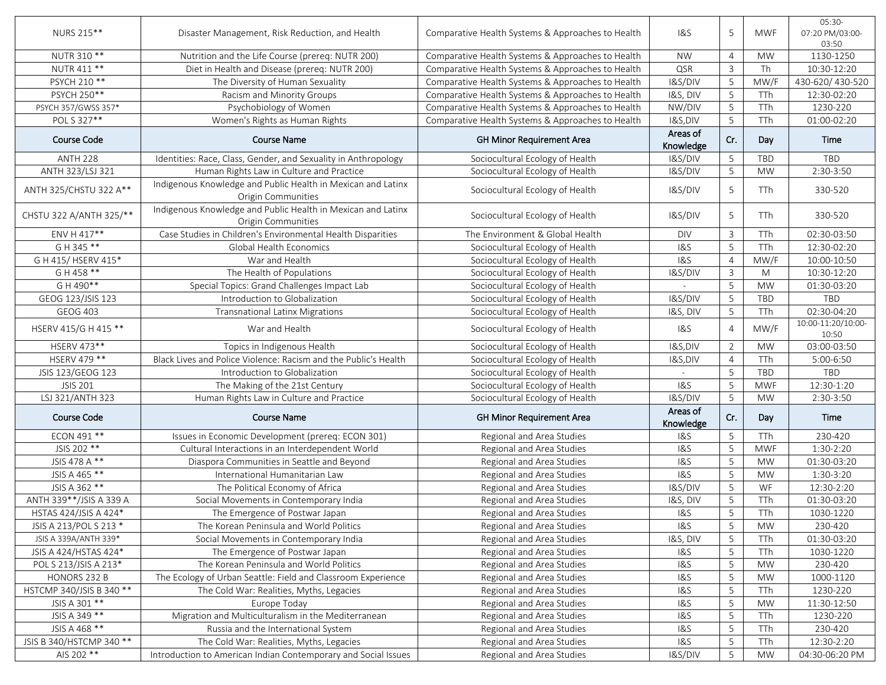| Course Code | Course Name | GH Minor Requirement Area | Areas of Knowledge | Cr. | Day | Time |
|---|---|---|---|---|---|---|
| NURS 215** | Disaster Management, Risk Reduction, and Health | Comparative Health Systems & Approaches to Health | I&S | 5 | MWF | 05:30-07:20 PM/03:00-03:50 |
| NUTR 310 ** | Nutrition and the Life Course (prereq: NUTR 200) | Comparative Health Systems & Approaches to Health | NW | 4 | MW | 1130-1250 |
| NUTR 411 ** | Diet in Health and Disease (prereq: NUTR 200) | Comparative Health Systems & Approaches to Health | QSR | 3 | Th | 10:30-12:20 |
| PSYCH 210 ** | The Diversity of Human Sexuality | Comparative Health Systems & Approaches to Health | I&S/DIV | 5 | MW/F | 430-620/ 430-520 |
| PSYCH 250** | Racism and Minority Groups | Comparative Health Systems & Approaches to Health | I&S, DIV | 5 | TTh | 12:30-02:20 |
| PSYCH 357/GWSS 357* | Psychobiology of Women | Comparative Health Systems & Approaches to Health | NW/DIV | 5 | TTh | 1230-220 |
| POL S 327** | Women's Rights as Human Rights | Comparative Health Systems & Approaches to Health | I&S,DIV | 5 | TTh | 01:00-02:20 |

| Course Code | Course Name | GH Minor Requirement Area | Areas of Knowledge | Cr. | Day | Time |
|---|---|---|---|---|---|---|
| ANTH 228 | Identities: Race, Class, Gender, and Sexuality in Anthropology | Sociocultural Ecology of Health | I&S/DIV | 5 | TBD | TBD |
| ANTH 323/LSJ 321 | Human Rights Law in Culture and Practice | Sociocultural Ecology of Health | I&S/DIV | 5 | MW | 2:30-3:50 |
| ANTH 325/CHSTU 322 A** | Indigenous Knowledge and Public Health in Mexican and Latinx Origin Communities | Sociocultural Ecology of Health | I&S/DIV | 5 | TTh | 330-520 |
| CHSTU 322 A/ANTH 325/** | Indigenous Knowledge and Public Health in Mexican and Latinx Origin Communities | Sociocultural Ecology of Health | I&S/DIV | 5 | TTh | 330-520 |
| ENV H 417** | Case Studies in Children's Environmental Health Disparities | The Environment & Global Health | DIV | 3 | TTh | 02:30-03:50 |
| G H 345 ** | Global Health Economics | Sociocultural Ecology of Health | I&S | 5 | TTh | 12:30-02:20 |
| G H 415/ HSERV 415* | War and Health | Sociocultural Ecology of Health | I&S | 4 | MW/F | 10:00-10:50 |
| G H 458 ** | The Health of Populations | Sociocultural Ecology of Health | I&S/DIV | 3 | M | 10:30-12:20 |
| G H 490** | Special Topics: Grand Challenges Impact Lab | Sociocultural Ecology of Health | - | 5 | MW | 01:30-03:20 |
| GEOG 123/JSIS 123 | Introduction to Globalization | Sociocultural Ecology of Health | I&S/DIV | 5 | TBD | TBD |
| GEOG 403 | Transnational Latinx Migrations | Sociocultural Ecology of Health | I&S, DIV | 5 | TTh | 02:30-04:20 |
| HSERV 415/G H 415 ** | War and Health | Sociocultural Ecology of Health | I&S | 4 | MW/F | 10:00-11:20/10:00-10:50 |
| HSERV 473** | Topics in Indigenous Health | Sociocultural Ecology of Health | I&S,DIV | 2 | MW | 03:00-03:50 |
| HSERV 479 ** | Black Lives and Police Violence: Racism and the Public's Health | Sociocultural Ecology of Health | I&S,DIV | 4 | TTh | 5:00-6:50 |
| JSIS 123/GEOG 123 | Introduction to Globalization | Sociocultural Ecology of Health | - | 5 | TBD | TBD |
| JSIS 201 | The Making of the 21st Century | Sociocultural Ecology of Health | I&S | 5 | MWF | 12:30-1:20 |
| LSJ 321/ANTH 323 | Human Rights Law in Culture and Practice | Sociocultural Ecology of Health | I&S/DIV | 5 | MW | 2:30-3:50 |

| Course Code | Course Name | GH Minor Requirement Area | Areas of Knowledge | Cr. | Day | Time |
|---|---|---|---|---|---|---|
| ECON 491 ** | Issues in Economic Development (prereq: ECON 301) | Regional and Area Studies | I&S | 5 | TTh | 230-420 |
| JSIS 202 ** | Cultural Interactions in an Interdependent World | Regional and Area Studies | I&S | 5 | MWF | 1:30-2:20 |
| JSIS 478 A ** | Diaspora Communities in Seattle and Beyond | Regional and Area Studies | I&S | 5 | MW | 01:30-03:20 |
| JSIS A 465 ** | International Humanitarian Law | Regional and Area Studies | I&S | 5 | MW | 1:30-3:20 |
| JSIS A 362 ** | The Political Economy of Africa | Regional and Area Studies | I&S/DIV | 5 | WF | 12:30-2:20 |
| ANTH 339**/JSIS A 339 A | Social Movements in Contemporary India | Regional and Area Studies | I&S, DIV | 5 | TTh | 01:30-03:20 |
| HSTAS 424/JSIS A 424* | The Emergence of Postwar Japan | Regional and Area Studies | I&S | 5 | TTh | 1030-1220 |
| JSIS A 213/POL S 213 * | The Korean Peninsula and World Politics | Regional and Area Studies | I&S | 5 | MW | 230-420 |
| JSIS A 339A/ANTH 339* | Social Movements in Contemporary India | Regional and Area Studies | I&S, DIV | 5 | TTh | 01:30-03:20 |
| JSIS A 424/HSTAS 424* | The Emergence of Postwar Japan | Regional and Area Studies | I&S | 5 | TTh | 1030-1220 |
| POL S 213/JSIS A 213* | The Korean Peninsula and World Politics | Regional and Area Studies | I&S | 5 | MW | 230-420 |
| HONORS 232 B | The Ecology of Urban Seattle: Field and Classroom Experience | Regional and Area Studies | I&S | 5 | MW | 1000-1120 |
| HSTCMP 340/JSIS B 340 ** | The Cold War: Realities, Myths, Legacies | Regional and Area Studies | I&S | 5 | TTh | 1230-220 |
| JSIS A 301 ** | Europe Today | Regional and Area Studies | I&S | 5 | MW | 11:30-12:50 |
| JSIS A 349 ** | Migration and Multiculturalism in the Mediterranean | Regional and Area Studies | I&S | 5 | TTh | 1230-220 |
| JSIS A 468 ** | Russia and the International System | Regional and Area Studies | I&S | 5 | TTh | 230-420 |
| JSIS B 340/HSTCMP 340 ** | The Cold War: Realities, Myths, Legacies | Regional and Area Studies | I&S | 5 | TTh | 12:30-2:20 |
| AIS 202 ** | Introduction to American Indian Contemporary and Social Issues | Regional and Area Studies | I&S/DIV | 5 | MW | 04:30-06:20 PM |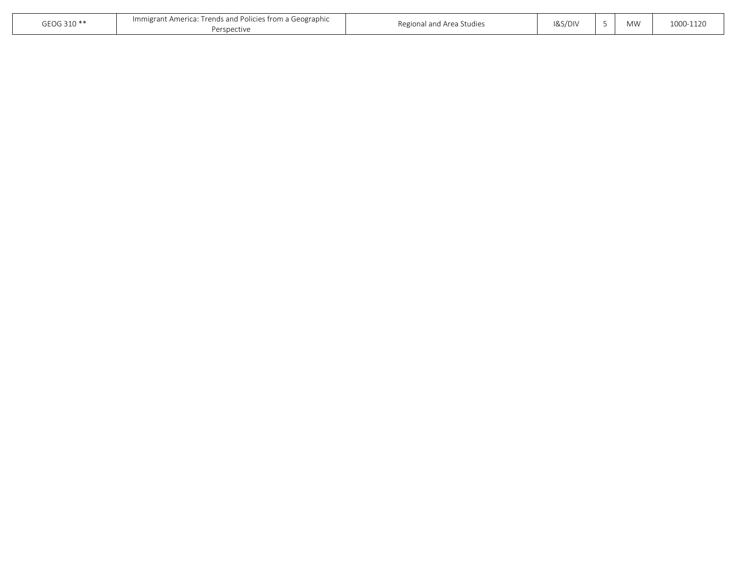| | | | | | | |
|---|---|---|---|---|---|---|
| GEOG 310 ** | Immigrant America: Trends and Policies from a Geographic Perspective | Regional and Area Studies | I&S/DIV | 5 | MW | 1000-1120 |